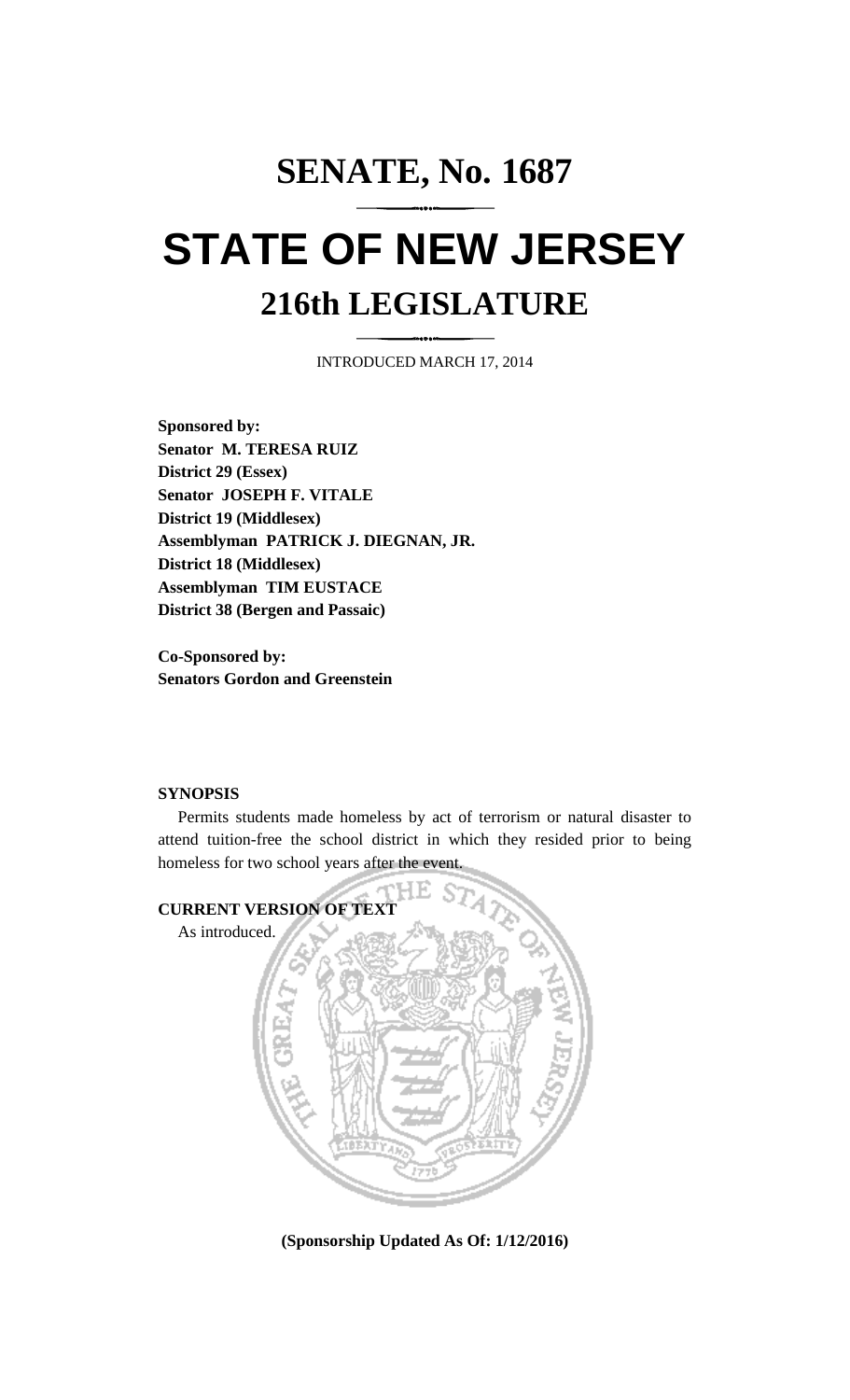# SENATE, No. 1687

# STATE OF NEW JERSEY

## 216th LEGISLATURE

INTRODUCED MARCH 17, 2014

**Sponsored by:**
**Senator M. TERESA RUIZ**
**District 29 (Essex)**
**Senator JOSEPH F. VITALE**
**District 19 (Middlesex)**
**Assemblyman PATRICK J. DIEGNAN, JR.**
**District 18 (Middlesex)**
**Assemblyman TIM EUSTACE**
**District 38 (Bergen and Passaic)**

**Co-Sponsored by:**
**Senators Gordon and Greenstein**

**SYNOPSIS**

Permits students made homeless by act of terrorism or natural disaster to attend tuition-free the school district in which they resided prior to being homeless for two school years after the event.

**CURRENT VERSION OF TEXT**

As introduced.

**(Sponsorship Updated As Of: 1/12/2016)**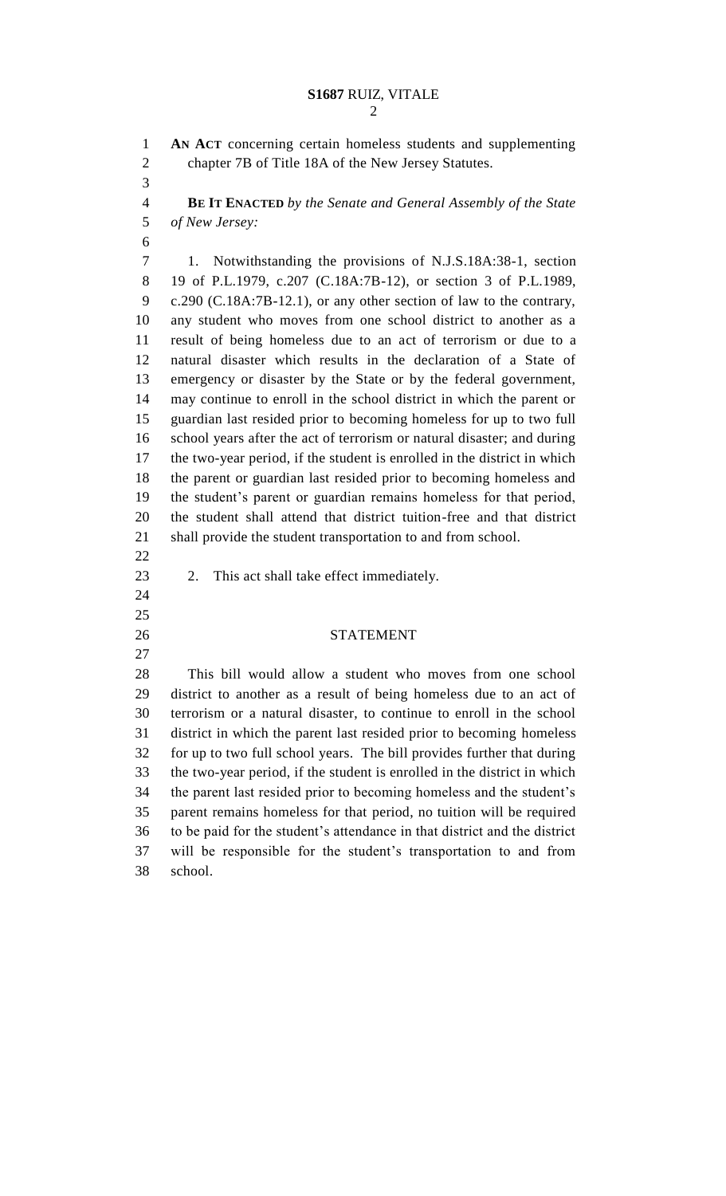**AN ACT** concerning certain homeless students and supplementing chapter 7B of Title 18A of the New Jersey Statutes.

**BE IT ENACTED** *by the Senate and General Assembly of the State of New Jersey:*

1. Notwithstanding the provisions of N.J.S.18A:38-1, section 19 of P.L.1979, c.207 (C.18A:7B-12), or section 3 of P.L.1989, c.290 (C.18A:7B-12.1), or any other section of law to the contrary, any student who moves from one school district to another as a result of being homeless due to an act of terrorism or due to a natural disaster which results in the declaration of a State of emergency or disaster by the State or by the federal government, may continue to enroll in the school district in which the parent or guardian last resided prior to becoming homeless for up to two full school years after the act of terrorism or natural disaster; and during the two-year period, if the student is enrolled in the district in which the parent or guardian last resided prior to becoming homeless and the student's parent or guardian remains homeless for that period, the student shall attend that district tuition-free and that district shall provide the student transportation to and from school.

2. This act shall take effect immediately.

STATEMENT

This bill would allow a student who moves from one school district to another as a result of being homeless due to an act of terrorism or a natural disaster, to continue to enroll in the school district in which the parent last resided prior to becoming homeless for up to two full school years. The bill provides further that during the two-year period, if the student is enrolled in the district in which the parent last resided prior to becoming homeless and the student's parent remains homeless for that period, no tuition will be required to be paid for the student's attendance in that district and the district will be responsible for the student's transportation to and from school.